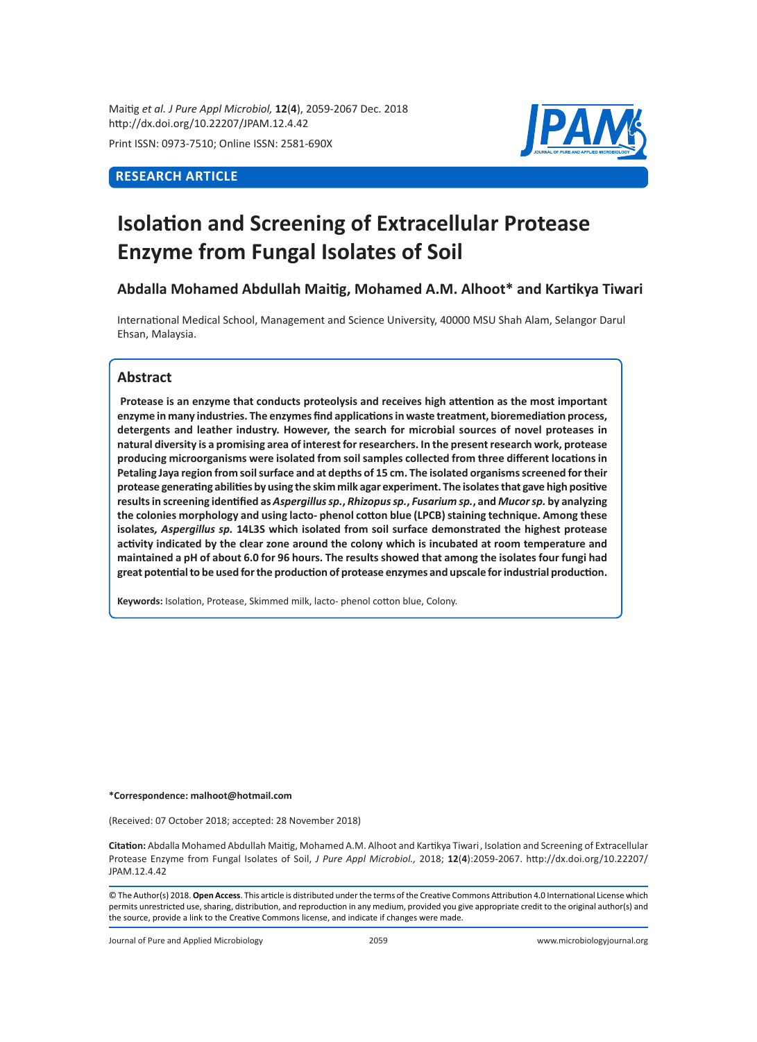Maitig *et al. J Pure Appl Microbiol,* **12**(**4**), 2059-2067 Dec. 2018
http://dx.doi.org/10.22207/JPAM.12.4.42

Print ISSN: 0973-7510; Online ISSN: 2581-690X

**RESEARCH ARTICLE**

# Isolation and Screening of Extracellular Protease Enzyme from Fungal Isolates of Soil

### Abdalla Mohamed Abdullah Maitig, Mohamed A.M. Alhoot* and Kartikya Tiwari

International Medical School, Management and Science University, 40000 MSU Shah Alam, Selangor Darul Ehsan, Malaysia.

## Abstract

**Protease is an enzyme that conducts proteolysis and receives high attention as the most important enzyme in many industries. The enzymes find applications in waste treatment, bioremediation process, detergents and leather industry. However, the search for microbial sources of novel proteases in natural diversity is a promising area of interest for researchers. In the present research work, protease producing microorganisms were isolated from soil samples collected from three different locations in Petaling Jaya region from soil surface and at depths of 15 cm. The isolated organisms screened for their protease generating abilities by using the skim milk agar experiment. The isolates that gave high positive results in screening identified as *Aspergillus sp.*, *Rhizopus sp.*, *Fusarium sp.*, and *Mucor sp.* by analyzing the colonies morphology and using lacto- phenol cotton blue (LPCB) staining technique. Among these isolates, *Aspergillus sp.* 14L3S which isolated from soil surface demonstrated the highest protease activity indicated by the clear zone around the colony which is incubated at room temperature and maintained a pH of about 6.0 for 96 hours. The results showed that among the isolates four fungi had great potential to be used for the production of protease enzymes and upscale for industrial production.**

**Keywords:** Isolation, Protease, Skimmed milk, lacto- phenol cotton blue, Colony.

**\*Correspondence: malhoot@hotmail.com**

(Received: 07 October 2018; accepted: 28 November 2018)

**Citation:** Abdalla Mohamed Abdullah Maitig, Mohamed A.M. Alhoot and Kartikya Tiwari, Isolation and Screening of Extracellular Protease Enzyme from Fungal Isolates of Soil, *J Pure Appl Microbiol.,* 2018; **12**(**4**):2059-2067. http://dx.doi.org/10.22207/JPAM.12.4.42

© The Author(s) 2018. **Open Access**. This article is distributed under the terms of the Creative Commons Attribution 4.0 International License which permits unrestricted use, sharing, distribution, and reproduction in any medium, provided you give appropriate credit to the original author(s) and the source, provide a link to the Creative Commons license, and indicate if changes were made.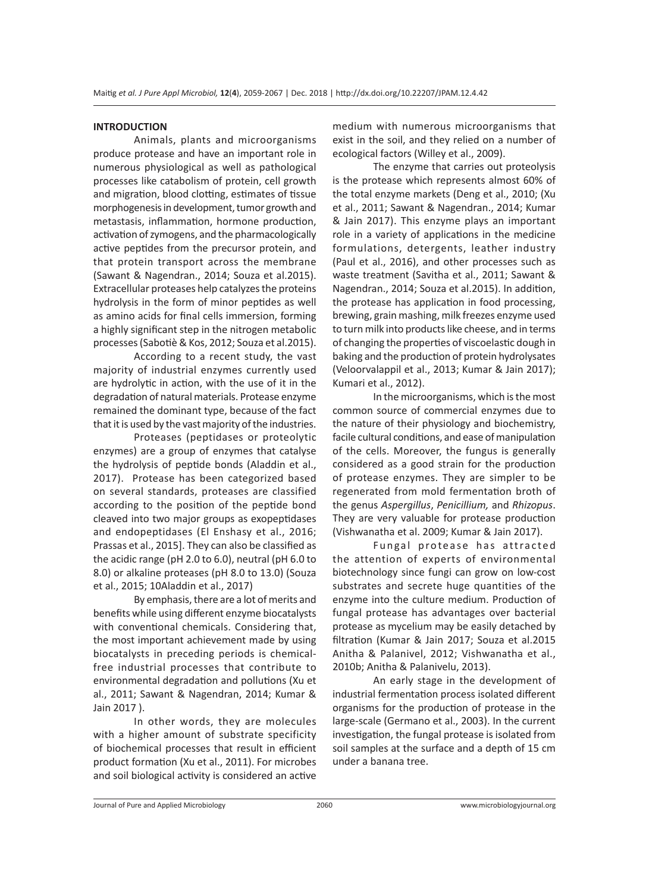## INTRODUCTION

Animals, plants and microorganisms produce protease and have an important role in numerous physiological as well as pathological processes like catabolism of protein, cell growth and migration, blood clotting, estimates of tissue morphogenesis in development, tumor growth and metastasis, inflammation, hormone production, activation of zymogens, and the pharmacologically active peptides from the precursor protein, and that protein transport across the membrane (Sawant & Nagendran., 2014; Souza et al.2015). Extracellular proteases help catalyzes the proteins hydrolysis in the form of minor peptides as well as amino acids for final cells immersion, forming a highly significant step in the nitrogen metabolic processes (Sabotiè & Kos, 2012; Souza et al.2015).

According to a recent study, the vast majority of industrial enzymes currently used are hydrolytic in action, with the use of it in the degradation of natural materials. Protease enzyme remained the dominant type, because of the fact that it is used by the vast majority of the industries.

Proteases (peptidases or proteolytic enzymes) are a group of enzymes that catalyse the hydrolysis of peptide bonds (Aladdin et al., 2017). Protease has been categorized based on several standards, proteases are classified according to the position of the peptide bond cleaved into two major groups as exopeptidases and endopeptidases (El Enshasy et al., 2016; Prassas et al., 2015]. They can also be classified as the acidic range (pH 2.0 to 6.0), neutral (pH 6.0 to 8.0) or alkaline proteases (pH 8.0 to 13.0) (Souza et al., 2015; 10Aladdin et al., 2017)

By emphasis, there are a lot of merits and benefits while using different enzyme biocatalysts with conventional chemicals. Considering that, the most important achievement made by using biocatalysts in preceding periods is chemical-free industrial processes that contribute to environmental degradation and pollutions (Xu et al., 2011; Sawant & Nagendran, 2014; Kumar & Jain 2017 ).

In other words, they are molecules with a higher amount of substrate specificity of biochemical processes that result in efficient product formation (Xu et al., 2011). For microbes and soil biological activity is considered an active medium with numerous microorganisms that exist in the soil, and they relied on a number of ecological factors (Willey et al., 2009).

The enzyme that carries out proteolysis is the protease which represents almost 60% of the total enzyme markets (Deng et al., 2010; (Xu et al., 2011; Sawant & Nagendran., 2014; Kumar & Jain 2017). This enzyme plays an important role in a variety of applications in the medicine formulations, detergents, leather industry (Paul et al., 2016), and other processes such as waste treatment (Savitha et al., 2011; Sawant & Nagendran., 2014; Souza et al.2015). In addition, the protease has application in food processing, brewing, grain mashing, milk freezes enzyme used to turn milk into products like cheese, and in terms of changing the properties of viscoelastic dough in baking and the production of protein hydrolysates (Veloorvalappil et al., 2013; Kumar & Jain 2017); Kumari et al., 2012).

In the microorganisms, which is the most common source of commercial enzymes due to the nature of their physiology and biochemistry, facile cultural conditions, and ease of manipulation of the cells. Moreover, the fungus is generally considered as a good strain for the production of protease enzymes. They are simpler to be regenerated from mold fermentation broth of the genus *Aspergillus*, *Penicillium,* and *Rhizopus*. They are very valuable for protease production (Vishwanatha et al. 2009; Kumar & Jain 2017).

Fungal protease has attracted the attention of experts of environmental biotechnology since fungi can grow on low-cost substrates and secrete huge quantities of the enzyme into the culture medium. Production of fungal protease has advantages over bacterial protease as mycelium may be easily detached by filtration (Kumar & Jain 2017; Souza et al.2015 Anitha & Palanivel, 2012; Vishwanatha et al., 2010b; Anitha & Palanivelu, 2013).

An early stage in the development of industrial fermentation process isolated different organisms for the production of protease in the large-scale (Germano et al., 2003). In the current investigation, the fungal protease is isolated from soil samples at the surface and a depth of 15 cm under a banana tree.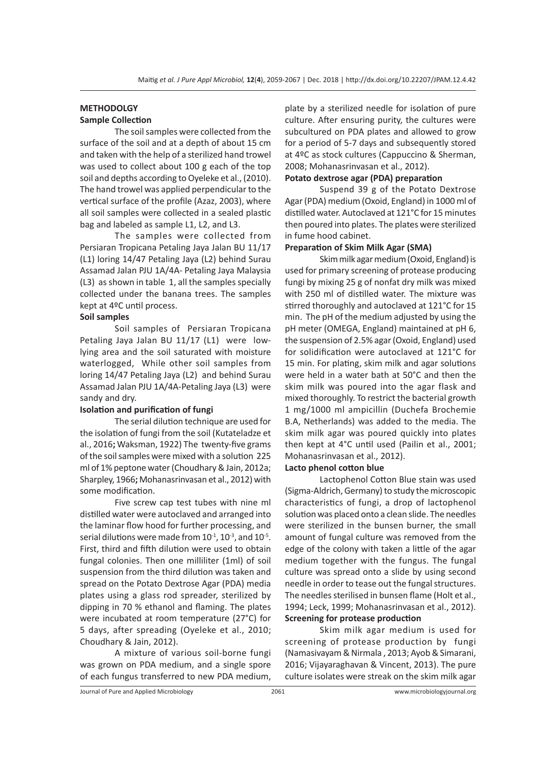## METHODOLGY

### Sample Collection

The soil samples were collected from the surface of the soil and at a depth of about 15 cm and taken with the help of a sterilized hand trowel was used to collect about 100 g each of the top soil and depths according to Oyeleke et al., (2010). The hand trowel was applied perpendicular to the vertical surface of the profile (Azaz, 2003), where all soil samples were collected in a sealed plastic bag and labeled as sample L1, L2, and L3.

The samples were collected from Persiaran Tropicana Petaling Jaya Jalan BU 11/17 (L1) loring 14/47 Petaling Jaya (L2) behind Surau Assamad Jalan PJU 1A/4A- Petaling Jaya Malaysia (L3) as shown in table 1, all the samples specially collected under the banana trees. The samples kept at 4ºC until process.

### Soil samples

Soil samples of Persiaran Tropicana Petaling Jaya Jalan BU 11/17 (L1) were low-lying area and the soil saturated with moisture waterlogged, While other soil samples from loring 14/47 Petaling Jaya (L2) and behind Surau Assamad Jalan PJU 1A/4A-Petaling Jaya (L3) were sandy and dry.

### Isolation and purification of fungi

The serial dilution technique are used for the isolation of fungi from the soil (Kutateladze et al., 2016**;** Waksman, 1922) The twenty-five grams of the soil samples were mixed with a solution 225 ml of 1% peptone water (Choudhary & Jain, 2012a; Sharpley, 1966**;** Mohanasrinvasan et al., 2012) with some modification.

Five screw cap test tubes with nine ml distilled water were autoclaved and arranged into the laminar flow hood for further processing, and serial dilutions were made from $10^{-1}$, $10^{-3}$, and $10^{-5}$. First, third and fifth dilution were used to obtain fungal colonies. Then one milliliter (1ml) of soil suspension from the third dilution was taken and spread on the Potato Dextrose Agar (PDA) media plates using a glass rod spreader, sterilized by dipping in 70 % ethanol and flaming. The plates were incubated at room temperature (27°C) for 5 days, after spreading (Oyeleke et al., 2010; Choudhary & Jain, 2012).

A mixture of various soil-borne fungi was grown on PDA medium, and a single spore of each fungus transferred to new PDA medium, plate by a sterilized needle for isolation of pure culture. After ensuring purity, the cultures were subcultured on PDA plates and allowed to grow for a period of 5-7 days and subsequently stored at 4ºC as stock cultures (Cappuccino & Sherman, 2008; Mohanasrinvasan et al., 2012).

### Potato dextrose agar (PDA) preparation

Suspend 39 g of the Potato Dextrose Agar (PDA) medium (Oxoid, England) in 1000 ml of distilled water. Autoclaved at 121°C for 15 minutes then poured into plates. The plates were sterilized in fume hood cabinet.

### Preparation of Skim Milk Agar (SMA)

Skim milk agar medium (Oxoid, England) is used for primary screening of protease producing fungi by mixing 25 g of nonfat dry milk was mixed with 250 ml of distilled water. The mixture was stirred thoroughly and autoclaved at 121°C for 15 min. The pH of the medium adjusted by using the pH meter (OMEGA, England) maintained at pH 6, the suspension of 2.5% agar (Oxoid, England) used for solidification were autoclaved at 121°C for 15 min. For plating, skim milk and agar solutions were held in a water bath at 50°C and then the skim milk was poured into the agar flask and mixed thoroughly. To restrict the bacterial growth 1 mg/1000 ml ampicillin (Duchefa Brochemie B.A, Netherlands) was added to the media. The skim milk agar was poured quickly into plates then kept at 4°C until used (Pailin et al., 2001; Mohanasrinvasan et al., 2012).

### Lacto phenol cotton blue

Lactophenol Cotton Blue stain was used (Sigma-Aldrich, Germany) to study the microscopic characteristics of fungi, a drop of lactophenol solution was placed onto a clean slide. The needles were sterilized in the bunsen burner, the small amount of fungal culture was removed from the edge of the colony with taken a little of the agar medium together with the fungus. The fungal culture was spread onto a slide by using second needle in order to tease out the fungal structures. The needles sterilised in bunsen flame (Holt et al., 1994; Leck, 1999; Mohanasrinvasan et al., 2012).

### Screening for protease production

Skim milk agar medium is used for screening of protease production by fungi (Namasivayam & Nirmala , 2013; Ayob & Simarani, 2016; Vijayaraghavan & Vincent, 2013). The pure culture isolates were streak on the skim milk agar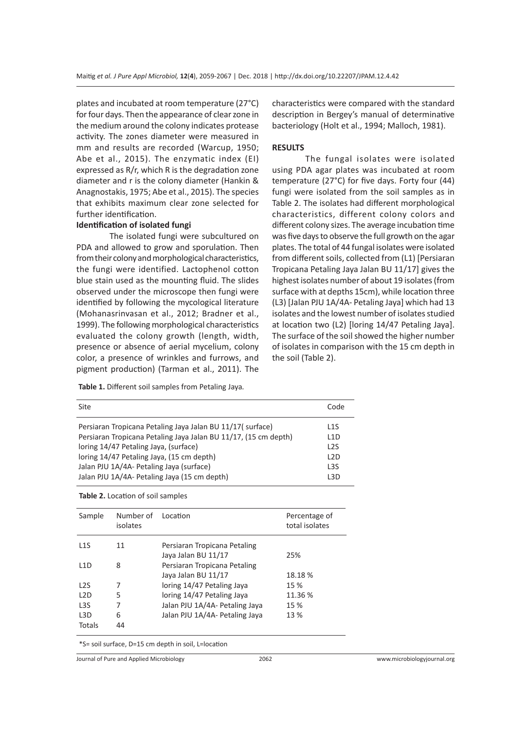plates and incubated at room temperature (27°C) for four days. Then the appearance of clear zone in the medium around the colony indicates protease activity. The zones diameter were measured in mm and results are recorded (Warcup, 1950; Abe et al., 2015). The enzymatic index (EI) expressed as R/r, which R is the degradation zone diameter and r is the colony diameter (Hankin & Anagnostakis, 1975; Abe et al., 2015). The species that exhibits maximum clear zone selected for further identification.

**Identification of isolated fungi**

The isolated fungi were subcultured on PDA and allowed to grow and sporulation. Then from their colony and morphological characteristics, the fungi were identified. Lactophenol cotton blue stain used as the mounting fluid. The slides observed under the microscope then fungi were identified by following the mycological literature (Mohanasrinvasan et al., 2012; Bradner et al., 1999). The following morphological characteristics evaluated the colony growth (length, width, presence or absence of aerial mycelium, colony color, a presence of wrinkles and furrows, and pigment production) (Tarman et al., 2011). The characteristics were compared with the standard description in Bergey's manual of determinative bacteriology (Holt et al., 1994; Malloch, 1981).

## RESULTS

The fungal isolates were isolated using PDA agar plates was incubated at room temperature (27°C) for five days. Forty four (44) fungi were isolated from the soil samples as in Table 2. The isolates had different morphological characteristics, different colony colors and different colony sizes. The average incubation time was five days to observe the full growth on the agar plates. The total of 44 fungal isolates were isolated from different soils, collected from (L1) [Persiaran Tropicana Petaling Jaya Jalan BU 11/17] gives the highest isolates number of about 19 isolates (from surface with at depths 15cm), while location three (L3) [Jalan PJU 1A/4A- Petaling Jaya] which had 13 isolates and the lowest number of isolates studied at location two (L2) [loring 14/47 Petaling Jaya]. The surface of the soil showed the higher number of isolates in comparison with the 15 cm depth in the soil (Table 2).

**Table 1.** Different soil samples from Petaling Jaya.

| Site | Code |
|---|---|
| Persiaran Tropicana Petaling Jaya Jalan BU 11/17( surface) | L1S |
| Persiaran Tropicana Petaling Jaya Jalan BU 11/17, (15 cm depth) | L1D |
| loring 14/47 Petaling Jaya, (surface) | L2S |
| loring 14/47 Petaling Jaya, (15 cm depth) | L2D |
| Jalan PJU 1A/4A- Petaling Jaya (surface) | L3S |
| Jalan PJU 1A/4A- Petaling Jaya (15 cm depth) | L3D |

**Table 2.** Location of soil samples

| Sample | Number of isolates | Location | Percentage of total isolates |
|---|---|---|---|
| L1S | 11 | Persiaran Tropicana Petaling Jaya Jalan BU 11/17 | 25% |
| L1D | 8 | Persiaran Tropicana Petaling Jaya Jalan BU 11/17 | 18.18 % |
| L2S | 7 | loring 14/47 Petaling Jaya | 15 % |
| L2D | 5 | loring 14/47 Petaling Jaya | 11.36 % |
| L3S | 7 | Jalan PJU 1A/4A- Petaling Jaya | 15 % |
| L3D | 6 | Jalan PJU 1A/4A- Petaling Jaya | 13 % |
| Totals | 44 | | |

*S= soil surface, D=15 cm depth in soil, L=location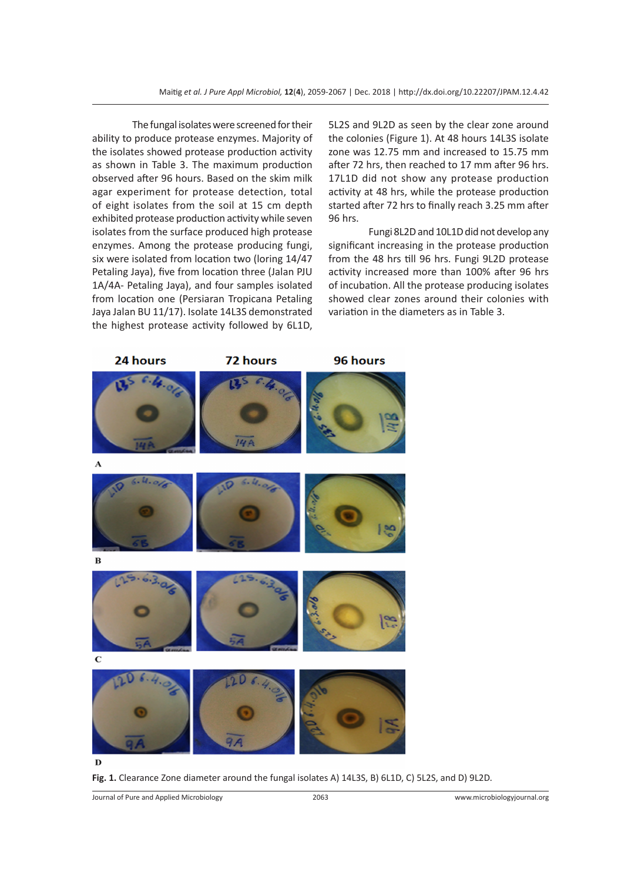The fungal isolates were screened for their ability to produce protease enzymes. Majority of the isolates showed protease production activity as shown in Table 3. The maximum production observed after 96 hours. Based on the skim milk agar experiment for protease detection, total of eight isolates from the soil at 15 cm depth exhibited protease production activity while seven isolates from the surface produced high protease enzymes. Among the protease producing fungi, six were isolated from location two (loring 14/47 Petaling Jaya), five from location three (Jalan PJU 1A/4A- Petaling Jaya), and four samples isolated from location one (Persiaran Tropicana Petaling Jaya Jalan BU 11/17). Isolate 14L3S demonstrated the highest protease activity followed by 6L1D, 5L2S and 9L2D as seen by the clear zone around the colonies (Figure 1). At 48 hours 14L3S isolate zone was 12.75 mm and increased to 15.75 mm after 72 hrs, then reached to 17 mm after 96 hrs. 17L1D did not show any protease production activity at 48 hrs, while the protease production started after 72 hrs to finally reach 3.25 mm after 96 hrs.

Fungi 8L2D and 10L1D did not develop any significant increasing in the protease production from the 48 hrs till 96 hrs. Fungi 9L2D protease activity increased more than 100% after 96 hrs of incubation. All the protease producing isolates showed clear zones around their colonies with variation in the diameters as in Table 3.

**Fig. 1.** Clearance Zone diameter around the fungal isolates A) 14L3S, B) 6L1D, C) 5L2S, and D) 9L2D.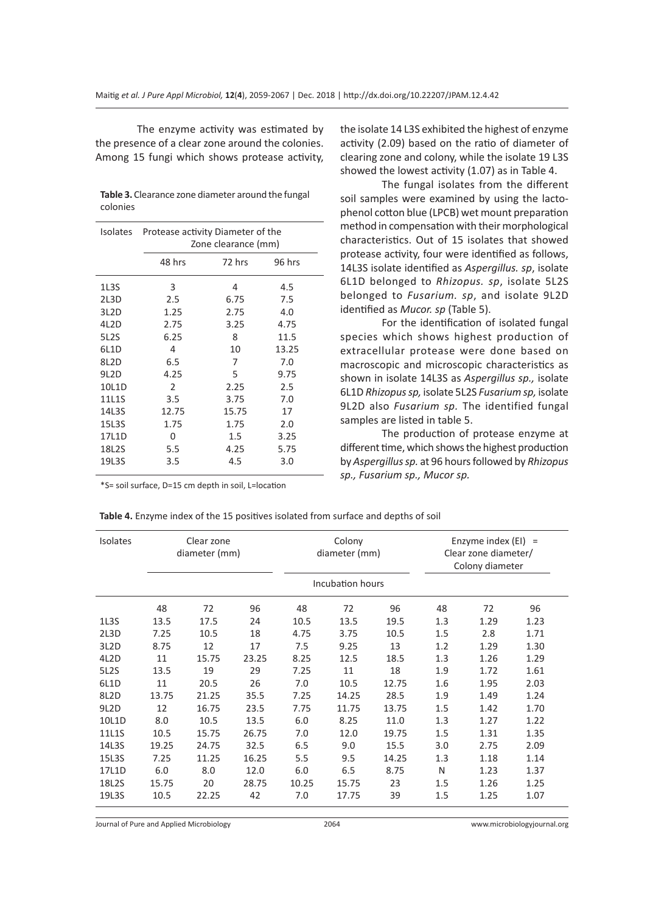The enzyme activity was estimated by the presence of a clear zone around the colonies. Among 15 fungi which shows protease activity, the isolate 14 L3S exhibited the highest of enzyme activity (2.09) based on the ratio of diameter of clearing zone and colony, while the isolate 19 L3S showed the lowest activity (1.07) as in Table 4.

**Table 3.** Clearance zone diameter around the fungal colonies

| Isolates | Protease activity Diameter of the Zone clearance (mm) | | |
|---|---|---|---|
| | 48 hrs | 72 hrs | 96 hrs |
| 1L3S | 3 | 4 | 4.5 |
| 2L3D | 2.5 | 6.75 | 7.5 |
| 3L2D | 1.25 | 2.75 | 4.0 |
| 4L2D | 2.75 | 3.25 | 4.75 |
| 5L2S | 6.25 | 8 | 11.5 |
| 6L1D | 4 | 10 | 13.25 |
| 8L2D | 6.5 | 7 | 7.0 |
| 9L2D | 4.25 | 5 | 9.75 |
| 10L1D | 2 | 2.25 | 2.5 |
| 11L1S | 3.5 | 3.75 | 7.0 |
| 14L3S | 12.75 | 15.75 | 17 |
| 15L3S | 1.75 | 1.75 | 2.0 |
| 17L1D | 0 | 1.5 | 3.25 |
| 18L2S | 5.5 | 4.25 | 5.75 |
| 19L3S | 3.5 | 4.5 | 3.0 |

*S= soil surface, D=15 cm depth in soil, L=location

The fungal isolates from the different soil samples were examined by using the lacto-phenol cotton blue (LPCB) wet mount preparation method in compensation with their morphological characteristics. Out of 15 isolates that showed protease activity, four were identified as follows, 14L3S isolate identified as *Aspergillus. sp*, isolate 6L1D belonged to *Rhizopus. sp*, isolate 5L2S belonged to *Fusarium. sp*, and isolate 9L2D identified as *Mucor. sp* (Table 5).

For the identification of isolated fungal species which shows highest production of extracellular protease were done based on macroscopic and microscopic characteristics as shown in isolate 14L3S as *Aspergillus sp.,* isolate 6L1D *Rhizopus sp,* isolate 5L2S *Fusarium sp,* isolate 9L2D also *Fusarium sp.* The identified fungal samples are listed in table 5.

The production of protease enzyme at different time, which shows the highest production by *Aspergillus sp.* at 96 hours followed by *Rhizopus sp., Fusarium sp., Mucor sp.*

**Table 4.** Enzyme index of the 15 positives isolated from surface and depths of soil

| Isolates | Clear zone diameter (mm) | | | Colony diameter (mm) | | | Enzyme index (EI) = Clear zone diameter/ Colony diameter | | |
|---|---|---|---|---|---|---|---|---|---|
| | Incubation hours | | | | | | | | |
| | 48 | 72 | 96 | 48 | 72 | 96 | 48 | 72 | 96 |
| 1L3S | 13.5 | 17.5 | 24 | 10.5 | 13.5 | 19.5 | 1.3 | 1.29 | 1.23 |
| 2L3D | 7.25 | 10.5 | 18 | 4.75 | 3.75 | 10.5 | 1.5 | 2.8 | 1.71 |
| 3L2D | 8.75 | 12 | 17 | 7.5 | 9.25 | 13 | 1.2 | 1.29 | 1.30 |
| 4L2D | 11 | 15.75 | 23.25 | 8.25 | 12.5 | 18.5 | 1.3 | 1.26 | 1.29 |
| 5L2S | 13.5 | 19 | 29 | 7.25 | 11 | 18 | 1.9 | 1.72 | 1.61 |
| 6L1D | 11 | 20.5 | 26 | 7.0 | 10.5 | 12.75 | 1.6 | 1.95 | 2.03 |
| 8L2D | 13.75 | 21.25 | 35.5 | 7.25 | 14.25 | 28.5 | 1.9 | 1.49 | 1.24 |
| 9L2D | 12 | 16.75 | 23.5 | 7.75 | 11.75 | 13.75 | 1.5 | 1.42 | 1.70 |
| 10L1D | 8.0 | 10.5 | 13.5 | 6.0 | 8.25 | 11.0 | 1.3 | 1.27 | 1.22 |
| 11L1S | 10.5 | 15.75 | 26.75 | 7.0 | 12.0 | 19.75 | 1.5 | 1.31 | 1.35 |
| 14L3S | 19.25 | 24.75 | 32.5 | 6.5 | 9.0 | 15.5 | 3.0 | 2.75 | 2.09 |
| 15L3S | 7.25 | 11.25 | 16.25 | 5.5 | 9.5 | 14.25 | 1.3 | 1.18 | 1.14 |
| 17L1D | 6.0 | 8.0 | 12.0 | 6.0 | 6.5 | 8.75 | N | 1.23 | 1.37 |
| 18L2S | 15.75 | 20 | 28.75 | 10.25 | 15.75 | 23 | 1.5 | 1.26 | 1.25 |
| 19L3S | 10.5 | 22.25 | 42 | 7.0 | 17.75 | 39 | 1.5 | 1.25 | 1.07 |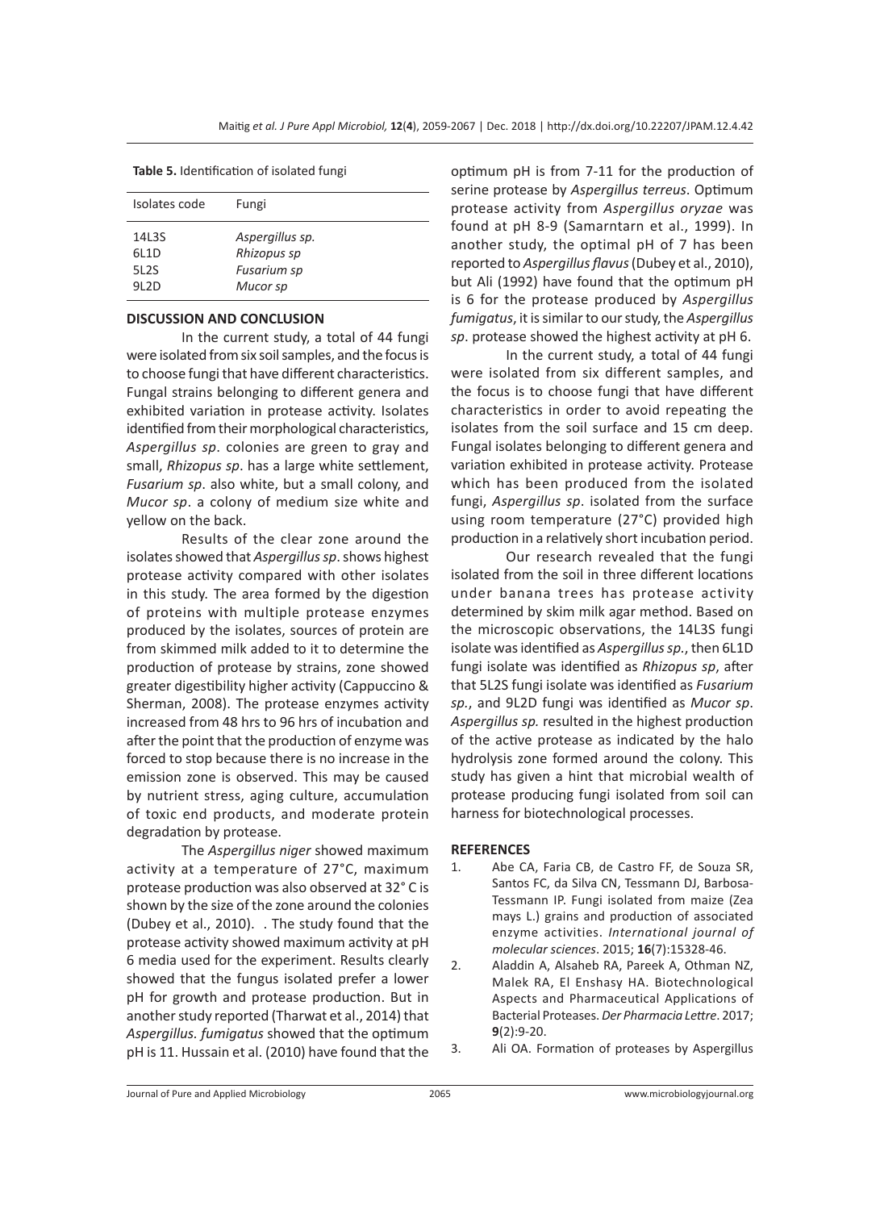**Table 5.** Identification of isolated fungi

| Isolates code | Fungi |
|---|---|
| 14L3S | *Aspergillus sp.* |
| 6L1D | *Rhizopus sp* |
| 5L2S | *Fusarium sp* |
| 9L2D | *Mucor sp* |

## DISCUSSION AND CONCLUSION

In the current study, a total of 44 fungi were isolated from six soil samples, and the focus is to choose fungi that have different characteristics. Fungal strains belonging to different genera and exhibited variation in protease activity. Isolates identified from their morphological characteristics, *Aspergillus sp*. colonies are green to gray and small, *Rhizopus sp*. has a large white settlement, *Fusarium sp*. also white, but a small colony, and *Mucor sp*. a colony of medium size white and yellow on the back.

Results of the clear zone around the isolates showed that *Aspergillus sp*. shows highest protease activity compared with other isolates in this study. The area formed by the digestion of proteins with multiple protease enzymes produced by the isolates, sources of protein are from skimmed milk added to it to determine the production of protease by strains, zone showed greater digestibility higher activity (Cappuccino & Sherman, 2008). The protease enzymes activity increased from 48 hrs to 96 hrs of incubation and after the point that the production of enzyme was forced to stop because there is no increase in the emission zone is observed. This may be caused by nutrient stress, aging culture, accumulation of toxic end products, and moderate protein degradation by protease.

The *Aspergillus niger* showed maximum activity at a temperature of 27°C, maximum protease production was also observed at 32° C is shown by the size of the zone around the colonies (Dubey et al., 2010). . The study found that the protease activity showed maximum activity at pH 6 media used for the experiment. Results clearly showed that the fungus isolated prefer a lower pH for growth and protease production. But in another study reported (Tharwat et al., 2014) that *Aspergillus. fumigatus* showed that the optimum pH is 11. Hussain et al. (2010) have found that the optimum pH is from 7-11 for the production of serine protease by *Aspergillus terreus*. Optimum protease activity from *Aspergillus oryzae* was found at pH 8-9 (Samarntarn et al., 1999). In another study, the optimal pH of 7 has been reported to *Aspergillus flavus* (Dubey et al., 2010), but Ali (1992) have found that the optimum pH is 6 for the protease produced by *Aspergillus fumigatus*, it is similar to our study, the *Aspergillus sp*. protease showed the highest activity at pH 6.

In the current study, a total of 44 fungi were isolated from six different samples, and the focus is to choose fungi that have different characteristics in order to avoid repeating the isolates from the soil surface and 15 cm deep. Fungal isolates belonging to different genera and variation exhibited in protease activity. Protease which has been produced from the isolated fungi, *Aspergillus sp*. isolated from the surface using room temperature (27°C) provided high production in a relatively short incubation period.

Our research revealed that the fungi isolated from the soil in three different locations under banana trees has protease activity determined by skim milk agar method. Based on the microscopic observations, the 14L3S fungi isolate was identified as *Aspergillus sp.*, then 6L1D fungi isolate was identified as *Rhizopus sp*, after that 5L2S fungi isolate was identified as *Fusarium sp.*, and 9L2D fungi was identified as *Mucor sp*. *Aspergillus sp.* resulted in the highest production of the active protease as indicated by the halo hydrolysis zone formed around the colony. This study has given a hint that microbial wealth of protease producing fungi isolated from soil can harness for biotechnological processes.

## REFERENCES

1. Abe CA, Faria CB, de Castro FF, de Souza SR, Santos FC, da Silva CN, Tessmann DJ, Barbosa-Tessmann IP. Fungi isolated from maize (Zea mays L.) grains and production of associated enzyme activities. *International journal of molecular sciences*. 2015; **16**(7):15328-46.
2. Aladdin A, Alsaheb RA, Pareek A, Othman NZ, Malek RA, El Enshasy HA. Biotechnological Aspects and Pharmaceutical Applications of Bacterial Proteases. *Der Pharmacia Lettre*. 2017; **9**(2):9-20.
3. Ali OA. Formation of proteases by Aspergillus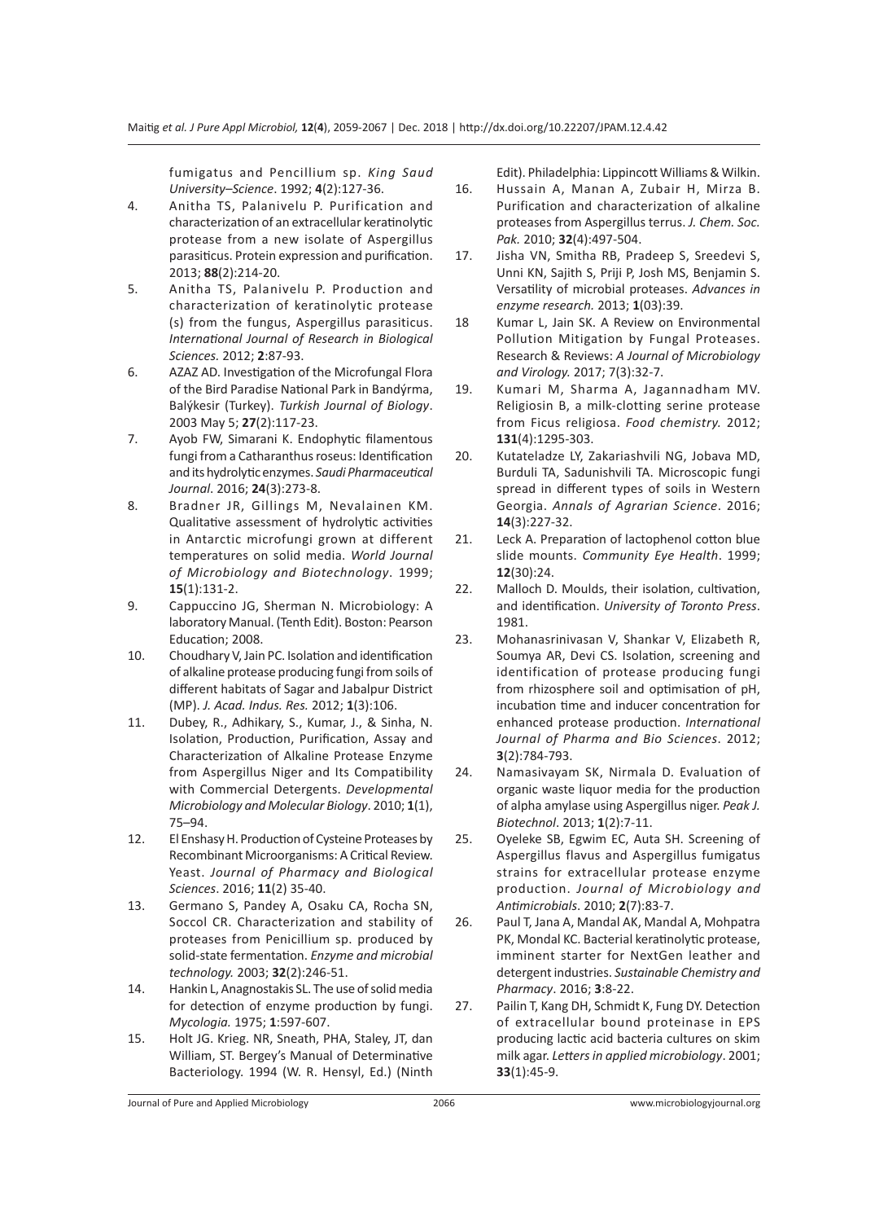fumigatus and Pencillium sp. *King Saud University–Science*. 1992; **4**(2):127-36.

4. Anitha TS, Palanivelu P. Purification and characterization of an extracellular keratinolytic protease from a new isolate of Aspergillus parasiticus. Protein expression and purification. 2013; **88**(2):214-20.
5. Anitha TS, Palanivelu P. Production and characterization of keratinolytic protease (s) from the fungus, Aspergillus parasiticus. *International Journal of Research in Biological Sciences.* 2012; **2**:87-93.
6. AZAZ AD. Investigation of the Microfungal Flora of the Bird Paradise National Park in Bandýrma, Balýkesir (Turkey). *Turkish Journal of Biology*. 2003 May 5; **27**(2):117-23.
7. Ayob FW, Simarani K. Endophytic filamentous fungi from a Catharanthus roseus: Identification and its hydrolytic enzymes. *Saudi Pharmaceutical Journal*. 2016; **24**(3):273-8.
8. Bradner JR, Gillings M, Nevalainen KM. Qualitative assessment of hydrolytic activities in Antarctic microfungi grown at different temperatures on solid media. *World Journal of Microbiology and Biotechnology*. 1999; **15**(1):131-2.
9. Cappuccino JG, Sherman N. Microbiology: A laboratory Manual. (Tenth Edit). Boston: Pearson Education; 2008.
10. Choudhary V, Jain PC. Isolation and identification of alkaline protease producing fungi from soils of different habitats of Sagar and Jabalpur District (MP). *J. Acad. Indus. Res.* 2012; **1**(3):106.
11. Dubey, R., Adhikary, S., Kumar, J., & Sinha, N. Isolation, Production, Purification, Assay and Characterization of Alkaline Protease Enzyme from Aspergillus Niger and Its Compatibility with Commercial Detergents. *Developmental Microbiology and Molecular Biology*. 2010; **1**(1), 75–94.
12. El Enshasy H. Production of Cysteine Proteases by Recombinant Microorganisms: A Critical Review. Yeast. *Journal of Pharmacy and Biological Sciences*. 2016; **11**(2) 35-40.
13. Germano S, Pandey A, Osaku CA, Rocha SN, Soccol CR. Characterization and stability of proteases from Penicillium sp. produced by solid-state fermentation. *Enzyme and microbial technology.* 2003; **32**(2):246-51.
14. Hankin L, Anagnostakis SL. The use of solid media for detection of enzyme production by fungi. *Mycologia.* 1975; **1**:597-607.
15. Holt JG. Krieg. NR, Sneath, PHA, Staley, JT, dan William, ST. Bergey's Manual of Determinative Bacteriology. 1994 (W. R. Hensyl, Ed.) (Ninth Edit). Philadelphia: Lippincott Williams & Wilkin.
16. Hussain A, Manan A, Zubair H, Mirza B. Purification and characterization of alkaline proteases from Aspergillus terrus. *J. Chem. Soc. Pak.* 2010; **32**(4):497-504.
17. Jisha VN, Smitha RB, Pradeep S, Sreedevi S, Unni KN, Sajith S, Priji P, Josh MS, Benjamin S. Versatility of microbial proteases. *Advances in enzyme research.* 2013; **1**(03):39.
18. Kumar L, Jain SK. A Review on Environmental Pollution Mitigation by Fungal Proteases. Research & Reviews: *A Journal of Microbiology and Virology.* 2017; 7(3):32-7.
19. Kumari M, Sharma A, Jagannadham MV. Religiosin B, a milk-clotting serine protease from Ficus religiosa. *Food chemistry.* 2012; **131**(4):1295-303.
20. Kutateladze LY, Zakariashvili NG, Jobava MD, Burduli TA, Sadunishvili TA. Microscopic fungi spread in different types of soils in Western Georgia. *Annals of Agrarian Science*. 2016; **14**(3):227-32.
21. Leck A. Preparation of lactophenol cotton blue slide mounts. *Community Eye Health*. 1999; **12**(30):24.
22. Malloch D. Moulds, their isolation, cultivation, and identification. *University of Toronto Press*. 1981.
23. Mohanasrinivasan V, Shankar V, Elizabeth R, Soumya AR, Devi CS. Isolation, screening and identification of protease producing fungi from rhizosphere soil and optimisation of pH, incubation time and inducer concentration for enhanced protease production. *International Journal of Pharma and Bio Sciences*. 2012; **3**(2):784-793.
24. Namasivayam SK, Nirmala D. Evaluation of organic waste liquor media for the production of alpha amylase using Aspergillus niger. *Peak J. Biotechnol*. 2013; **1**(2):7-11.
25. Oyeleke SB, Egwim EC, Auta SH. Screening of Aspergillus flavus and Aspergillus fumigatus strains for extracellular protease enzyme production. *Journal of Microbiology and Antimicrobials*. 2010; **2**(7):83-7.
26. Paul T, Jana A, Mandal AK, Mandal A, Mohpatra PK, Mondal KC. Bacterial keratinolytic protease, imminent starter for NextGen leather and detergent industries. *Sustainable Chemistry and Pharmacy*. 2016; **3**:8-22.
27. Pailin T, Kang DH, Schmidt K, Fung DY. Detection of extracellular bound proteinase in EPS producing lactic acid bacteria cultures on skim milk agar. *Letters in applied microbiology*. 2001; **33**(1):45-9.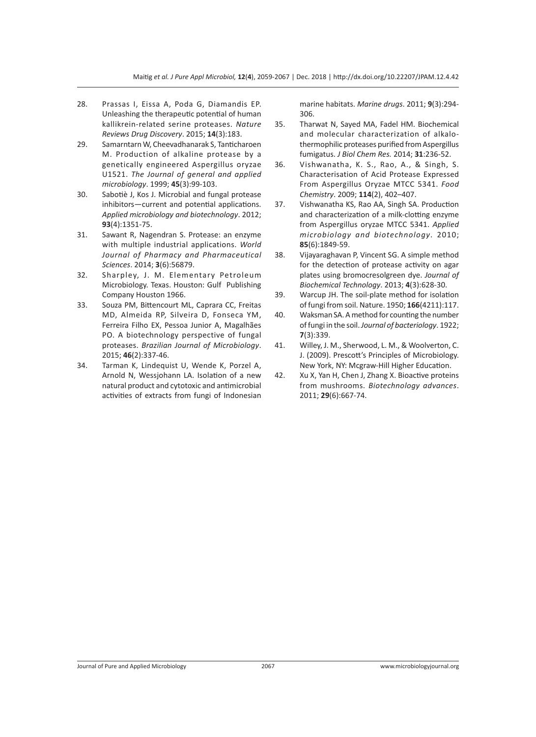28. Prassas I, Eissa A, Poda G, Diamandis EP. Unleashing the therapeutic potential of human kallikrein-related serine proteases. *Nature Reviews Drug Discovery*. 2015; **14**(3):183.
29. Samarntarn W, Cheevadhanarak S, Tanticharoen M. Production of alkaline protease by a genetically engineered Aspergillus oryzae U1521. *The Journal of general and applied microbiology*. 1999; **45**(3):99-103.
30. Sabotiè J, Kos J. Microbial and fungal protease inhibitors—current and potential applications. *Applied microbiology and biotechnology*. 2012; **93**(4):1351-75.
31. Sawant R, Nagendran S. Protease: an enzyme with multiple industrial applications. *World Journal of Pharmacy and Pharmaceutical Sciences*. 2014; **3**(6):56879.
32. Sharpley, J. M. Elementary Petroleum Microbiology. Texas. Houston: Gulf Publishing Company Houston 1966.
33. Souza PM, Bittencourt ML, Caprara CC, Freitas MD, Almeida RP, Silveira D, Fonseca YM, Ferreira Filho EX, Pessoa Junior A, Magalhães PO. A biotechnology perspective of fungal proteases. *Brazilian Journal of Microbiology*. 2015; **46**(2):337-46.
34. Tarman K, Lindequist U, Wende K, Porzel A, Arnold N, Wessjohann LA. Isolation of a new natural product and cytotoxic and antimicrobial activities of extracts from fungi of Indonesian marine habitats. *Marine drugs*. 2011; **9**(3):294-306.
35. Tharwat N, Sayed MA, Fadel HM. Biochemical and molecular characterization of alkalo-thermophilic proteases purified from Aspergillus fumigatus. *J Biol Chem Res.* 2014; **31**:236-52.
36. Vishwanatha, K. S., Rao, A., & Singh, S. Characterisation of Acid Protease Expressed From Aspergillus Oryzae MTCC 5341. *Food Chemistry*. 2009; **114**(2), 402–407.
37. Vishwanatha KS, Rao AA, Singh SA. Production and characterization of a milk-clotting enzyme from Aspergillus oryzae MTCC 5341. *Applied microbiology and biotechnology*. 2010; **85**(6):1849-59.
38. Vijayaraghavan P, Vincent SG. A simple method for the detection of protease activity on agar plates using bromocresolgreen dye. *Journal of Biochemical Technology*. 2013; **4**(3):628-30.
39. Warcup JH. The soil-plate method for isolation of fungi from soil. Nature. 1950; **166**(4211):117.
40. Waksman SA. A method for counting the number of fungi in the soil. *Journal of bacteriology*. 1922; **7**(3):339.
41. Willey, J. M., Sherwood, L. M., & Woolverton, C. J. (2009). Prescott's Principles of Microbiology. New York, NY: Mcgraw-Hill Higher Education.
42. Xu X, Yan H, Chen J, Zhang X. Bioactive proteins from mushrooms. *Biotechnology advances*. 2011; **29**(6):667-74.